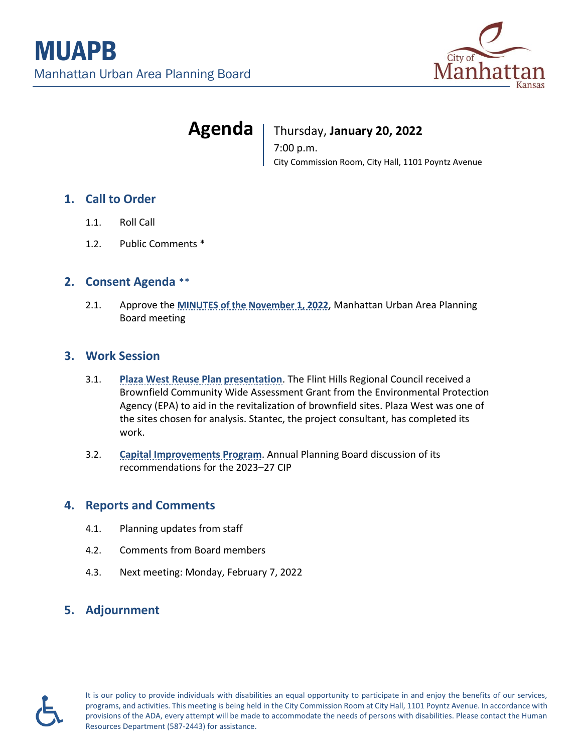# MUAPB

Manhattan Urban Area Planning Board

City of Manhattan Kansas

## Agenda

Thursday, **January 20, 2022**
7:00 p.m.
City Commission Room, City Hall, 1101 Poyntz Avenue

## 1. Call to Order

1.1. Roll Call

1.2. Public Comments *

## 2. Consent Agenda **

2.1. Approve the **MINUTES of the November 1, 2022**, Manhattan Urban Area Planning Board meeting

## 3. Work Session

3.1. **Plaza West Reuse Plan presentation**. The Flint Hills Regional Council received a Brownfield Community Wide Assessment Grant from the Environmental Protection Agency (EPA) to aid in the revitalization of brownfield sites. Plaza West was one of the sites chosen for analysis. Stantec, the project consultant, has completed its work.

3.2. **Capital Improvements Program**. Annual Planning Board discussion of its recommendations for the 2023–27 CIP

## 4. Reports and Comments

4.1. Planning updates from staff

4.2. Comments from Board members

4.3. Next meeting: Monday, February 7, 2022

## 5. Adjournment

It is our policy to provide individuals with disabilities an equal opportunity to participate in and enjoy the benefits of our services, programs, and activities. This meeting is being held in the City Commission Room at City Hall, 1101 Poyntz Avenue. In accordance with provisions of the ADA, every attempt will be made to accommodate the needs of persons with disabilities. Please contact the Human Resources Department (587-2443) for assistance.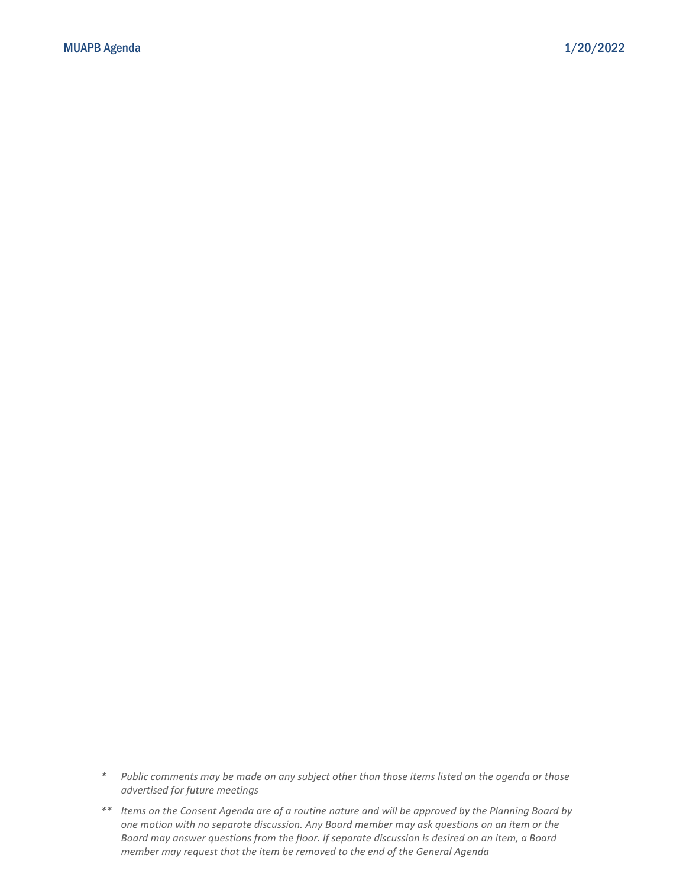- \* *Public comments may be made on any subject other than those items listed on the agenda or those advertised for future meetings*

- \*\* *Items on the Consent Agenda are of a routine nature and will be approved by the Planning Board by one motion with no separate discussion. Any Board member may ask questions on an item or the Board may answer questions from the floor. If separate discussion is desired on an item, a Board member may request that the item be removed to the end of the General Agenda*